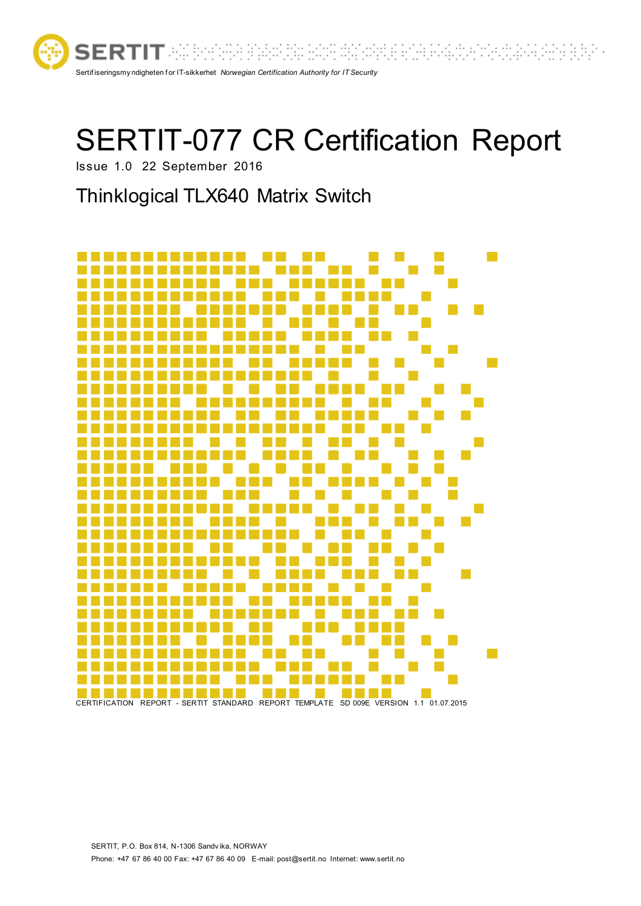SERTIT

Sertifiseringsmyndigheten for IT-sikkerhet *Norwegian Certification Authority for IT Security*

# SERTIT-077 CR Certification Report

Issue 1.0 22 September 2016

## Thinklogical TLX640 Matrix Switch

CERTIFICATION REPORT - SERTIT STANDARD REPORT TEMPLATE SD 009E VERSION 1.1 01.07.2015

SERTIT, P.O. Box 814, N-1306 Sandvika, NORWAY

Phone: +47 67 86 40 00 Fax: +47 67 86 40 09 E-mail: post@sertit.no Internet: www.sertit.no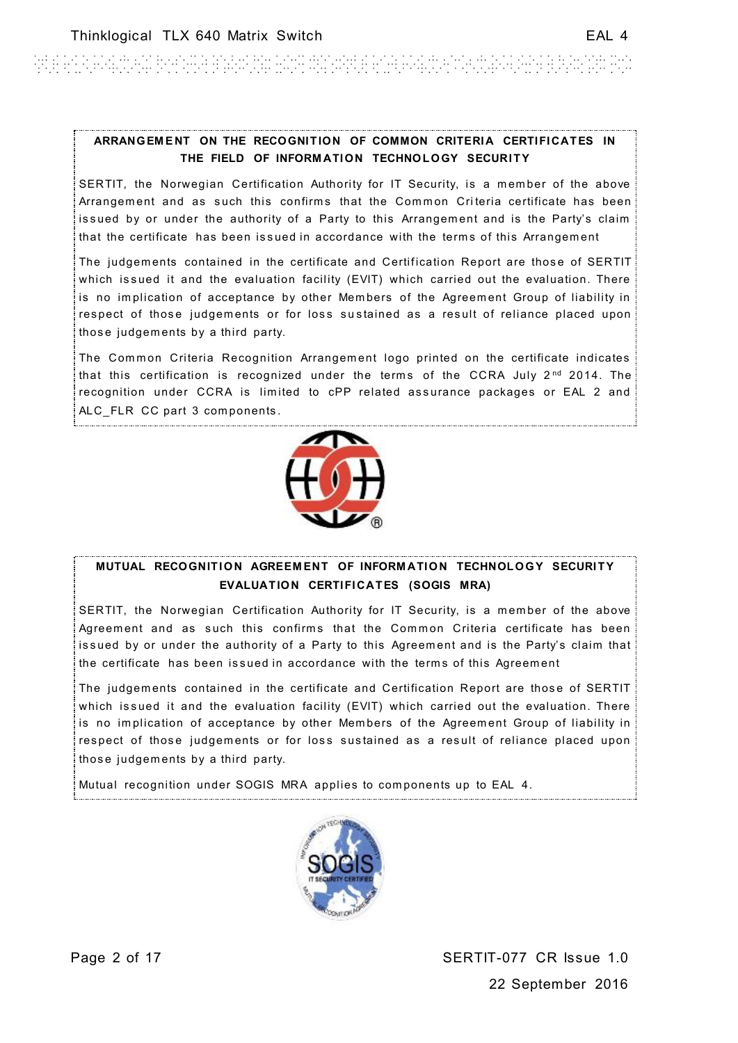**ARRANGEMENT ON THE RECOGNITION OF COMMON CRITERIA CERTIFICATES IN THE FIELD OF INFORMATION TECHNOLOGY SECURITY**

SERTIT, the Norwegian Certification Authority for IT Security, is a member of the above Arrangement and as such this confirms that the Common Criteria certificate has been issued by or under the authority of a Party to this Arrangement and is the Party's claim that the certificate has been issued in accordance with the terms of this Arrangement

The judgements contained in the certificate and Certification Report are those of SERTIT which issued it and the evaluation facility (EVIT) which carried out the evaluation. There is no implication of acceptance by other Members of the Agreement Group of liability in respect of those judgements or for loss sustained as a result of reliance placed upon those judgements by a third party.

The Common Criteria Recognition Arrangement logo printed on the certificate indicates that this certification is recognized under the terms of the CCRA July 2nd 2014. The recognition under CCRA is limited to cPP related assurance packages or EAL 2 and ALC_FLR CC part 3 components.

**MUTUAL RECOGNITION AGREEMENT OF INFORMATION TECHNOLOGY SECURITY EVALUATION CERTIFICATES (SOGIS MRA)**

SERTIT, the Norwegian Certification Authority for IT Security, is a member of the above Agreement and as such this confirms that the Common Criteria certificate has been issued by or under the authority of a Party to this Agreement and is the Party's claim that the certificate has been issued in accordance with the terms of this Agreement

The judgements contained in the certificate and Certification Report are those of SERTIT which issued it and the evaluation facility (EVIT) which carried out the evaluation. There is no implication of acceptance by other Members of the Agreement Group of liability in respect of those judgements or for loss sustained as a result of reliance placed upon those judgements by a third party.

Mutual recognition under SOGIS MRA applies to components up to EAL 4.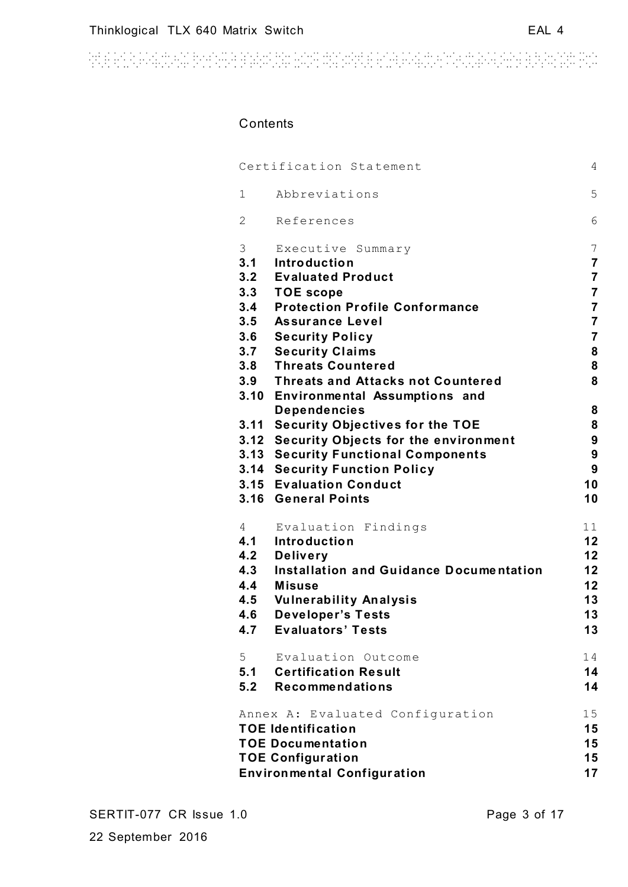Contents

| | | |
|---|---|---|
| Certification Statement | | 4 |
| 1 | Abbreviations | 5 |
| 2 | References | 6 |
| 3 | Executive Summary | 7 |
| **3.1** | **Introduction** | **7** |
| **3.2** | **Evaluated Product** | **7** |
| **3.3** | **TOE scope** | **7** |
| **3.4** | **Protection Profile Conformance** | **7** |
| **3.5** | **Assurance Level** | **7** |
| **3.6** | **Security Policy** | **7** |
| **3.7** | **Security Claims** | **8** |
| **3.8** | **Threats Countered** | **8** |
| **3.9** | **Threats and Attacks not Countered** | **8** |
| **3.10** | **Environmental Assumptions and Dependencies** | **8** |
| **3.11** | **Security Objectives for the TOE** | **8** |
| **3.12** | **Security Objects for the environment** | **9** |
| **3.13** | **Security Functional Components** | **9** |
| **3.14** | **Security Function Policy** | **9** |
| **3.15** | **Evaluation Conduct** | **10** |
| **3.16** | **General Points** | **10** |
| 4 | Evaluation Findings | 11 |
| **4.1** | **Introduction** | **12** |
| **4.2** | **Delivery** | **12** |
| **4.3** | **Installation and Guidance Documentation** | **12** |
| **4.4** | **Misuse** | **12** |
| **4.5** | **Vulnerability Analysis** | **13** |
| **4.6** | **Developer's Tests** | **13** |
| **4.7** | **Evaluators' Tests** | **13** |
| 5 | Evaluation Outcome | 14 |
| **5.1** | **Certification Result** | **14** |
| **5.2** | **Recommendations** | **14** |
| Annex A: Evaluated Configuration | | 15 |
| **TOE Identification** | | **15** |
| **TOE Documentation** | | **15** |
| **TOE Configuration** | | **15** |
| **Environmental Configuration** | | **17** |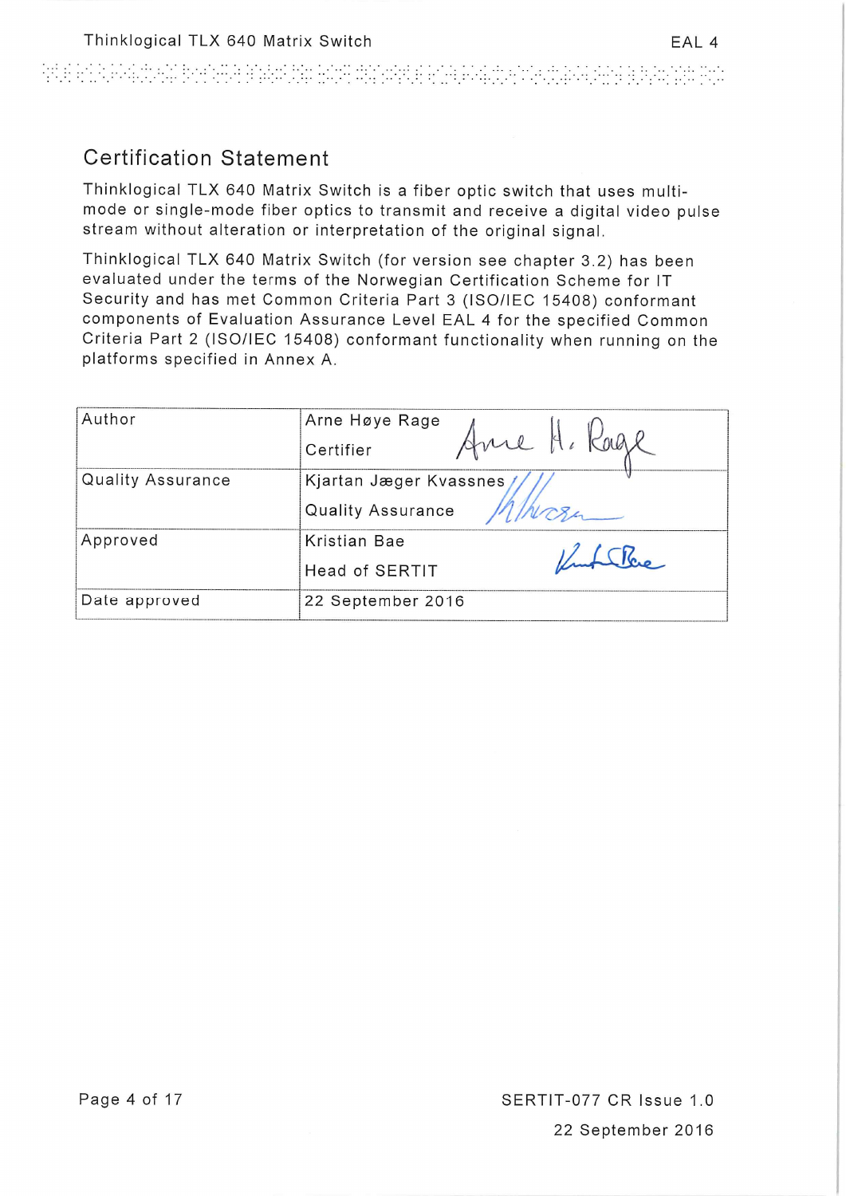## Certification Statement

Thinklogical TLX 640 Matrix Switch is a fiber optic switch that uses multi-mode or single-mode fiber optics to transmit and receive a digital video pulse stream without alteration or interpretation of the original signal.

Thinklogical TLX 640 Matrix Switch (for version see chapter 3.2) has been evaluated under the terms of the Norwegian Certification Scheme for IT Security and has met Common Criteria Part 3 (ISO/IEC 15408) conformant components of Evaluation Assurance Level EAL 4 for the specified Common Criteria Part 2 (ISO/IEC 15408) conformant functionality when running on the platforms specified in Annex A.

| Author | Arne Høye Rage<br>Certifier |
|---|---|
| Quality Assurance | Kjartan Jæger Kvassnes<br>Quality Assurance |
| Approved | Kristian Bae<br>Head of SERTIT |
| Date approved | 22 September 2016 |

SERTIT-077 CR Issue 1.0

22 September 2016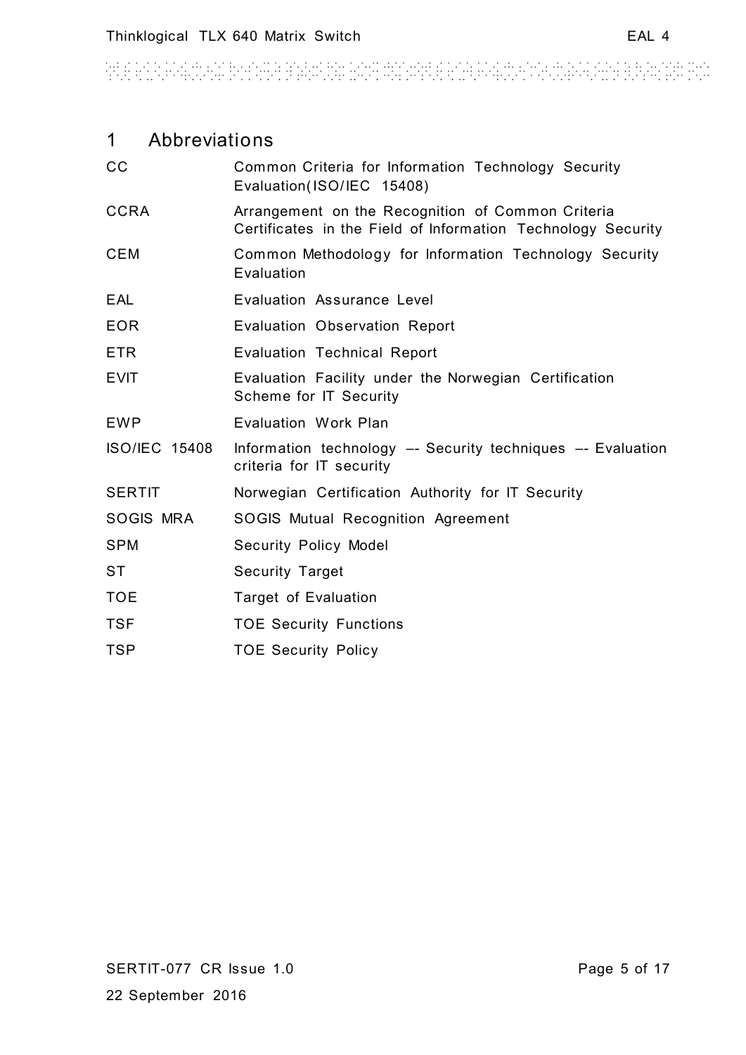# 1 Abbreviations

| | |
|---|---|
| CC | Common Criteria for Information Technology Security Evaluation(ISO/IEC 15408) |
| CCRA | Arrangement on the Recognition of Common Criteria Certificates in the Field of Information Technology Security |
| CEM | Common Methodology for Information Technology Security Evaluation |
| EAL | Evaluation Assurance Level |
| EOR | Evaluation Observation Report |
| ETR | Evaluation Technical Report |
| EVIT | Evaluation Facility under the Norwegian Certification Scheme for IT Security |
| EWP | Evaluation Work Plan |
| ISO/IEC 15408 | Information technology –- Security techniques –- Evaluation criteria for IT security |
| SERTIT | Norwegian Certification Authority for IT Security |
| SOGIS MRA | SOGIS Mutual Recognition Agreement |
| SPM | Security Policy Model |
| ST | Security Target |
| TOE | Target of Evaluation |
| TSF | TOE Security Functions |
| TSP | TOE Security Policy |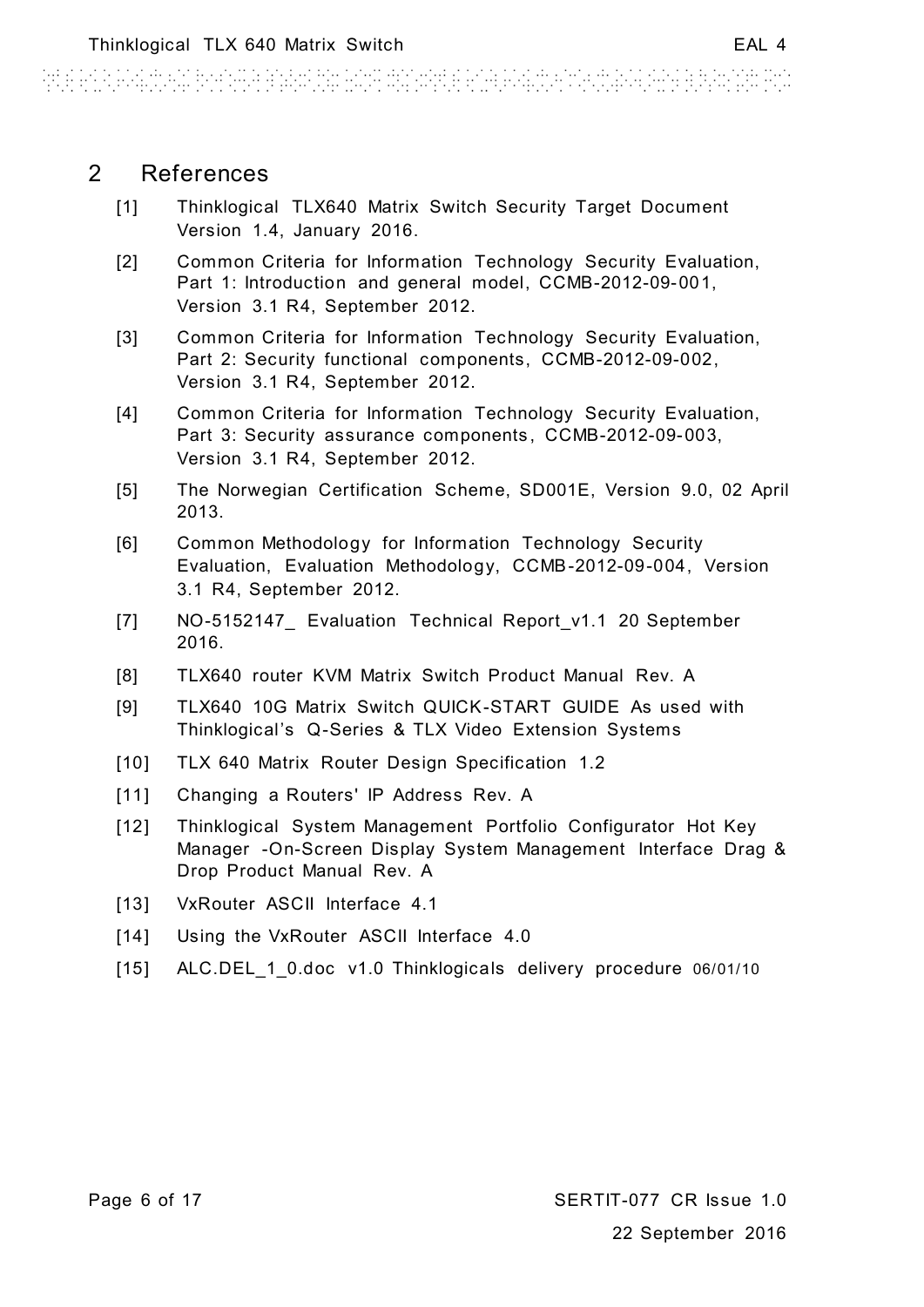## 2 References

[1] Thinklogical TLX640 Matrix Switch Security Target Document Version 1.4, January 2016.

[2] Common Criteria for Information Technology Security Evaluation, Part 1: Introduction and general model, CCMB-2012-09-001, Version 3.1 R4, September 2012.

[3] Common Criteria for Information Technology Security Evaluation, Part 2: Security functional components, CCMB-2012-09-002, Version 3.1 R4, September 2012.

[4] Common Criteria for Information Technology Security Evaluation, Part 3: Security assurance components, CCMB-2012-09-003, Version 3.1 R4, September 2012.

[5] The Norwegian Certification Scheme, SD001E, Version 9.0, 02 April 2013.

[6] Common Methodology for Information Technology Security Evaluation, Evaluation Methodology, CCMB-2012-09-004, Version 3.1 R4, September 2012.

[7] NO-5152147_ Evaluation Technical Report_v1.1 20 September 2016.

[8] TLX640 router KVM Matrix Switch Product Manual Rev. A

[9] TLX640 10G Matrix Switch QUICK-START GUIDE As used with Thinklogical's Q-Series & TLX Video Extension Systems

[10] TLX 640 Matrix Router Design Specification 1.2

[11] Changing a Routers' IP Address Rev. A

[12] Thinklogical System Management Portfolio Configurator Hot Key Manager -On-Screen Display System Management Interface Drag & Drop Product Manual Rev. A

[13] VxRouter ASCII Interface 4.1

[14] Using the VxRouter ASCII Interface 4.0

[15] ALC.DEL_1_0.doc v1.0 Thinklogicals delivery procedure 06/01/10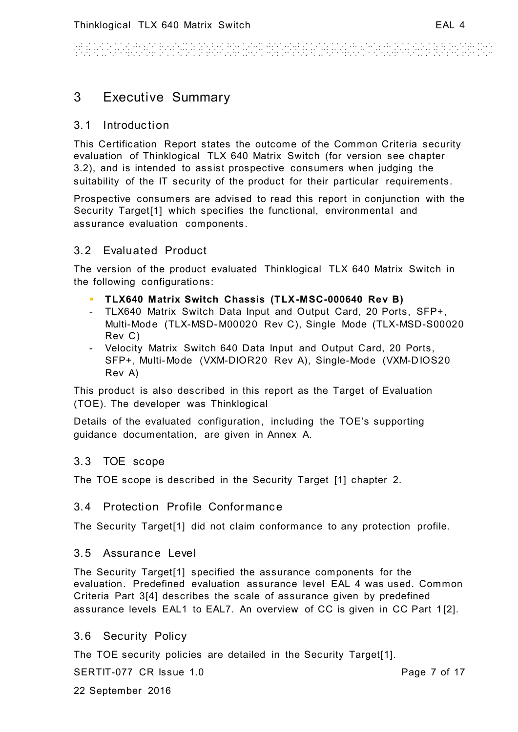# 3 Executive Summary

## 3.1 Introduction

This Certification Report states the outcome of the Common Criteria security evaluation of Thinklogical TLX 640 Matrix Switch (for version see chapter 3.2), and is intended to assist prospective consumers when judging the suitability of the IT security of the product for their particular requirements.

Prospective consumers are advised to read this report in conjunction with the Security Target[1] which specifies the functional, environmental and assurance evaluation components.

## 3.2 Evaluated Product

The version of the product evaluated Thinklogical TLX 640 Matrix Switch in the following configurations:

- **TLX640 Matrix Switch Chassis (TLX-MSC-000640 Rev B)**
- TLX640 Matrix Switch Data Input and Output Card, 20 Ports, SFP+, Multi-Mode (TLX-MSD-M00020 Rev C), Single Mode (TLX-MSD-S00020 Rev C)
- Velocity Matrix Switch 640 Data Input and Output Card, 20 Ports, SFP+, Multi-Mode (VXM-DIOR20 Rev A), Single-Mode (VXM-DIOS20 Rev A)

This product is also described in this report as the Target of Evaluation (TOE). The developer was Thinklogical

Details of the evaluated configuration, including the TOE's supporting guidance documentation, are given in Annex A.

## 3.3 TOE scope

The TOE scope is described in the Security Target [1] chapter 2.

## 3.4 Protection Profile Conformance

The Security Target[1] did not claim conformance to any protection profile.

## 3.5 Assurance Level

The Security Target[1] specified the assurance components for the evaluation. Predefined evaluation assurance level EAL 4 was used. Common Criteria Part 3[4] describes the scale of assurance given by predefined assurance levels EAL1 to EAL7. An overview of CC is given in CC Part 1[2].

## 3.6 Security Policy

The TOE security policies are detailed in the Security Target[1].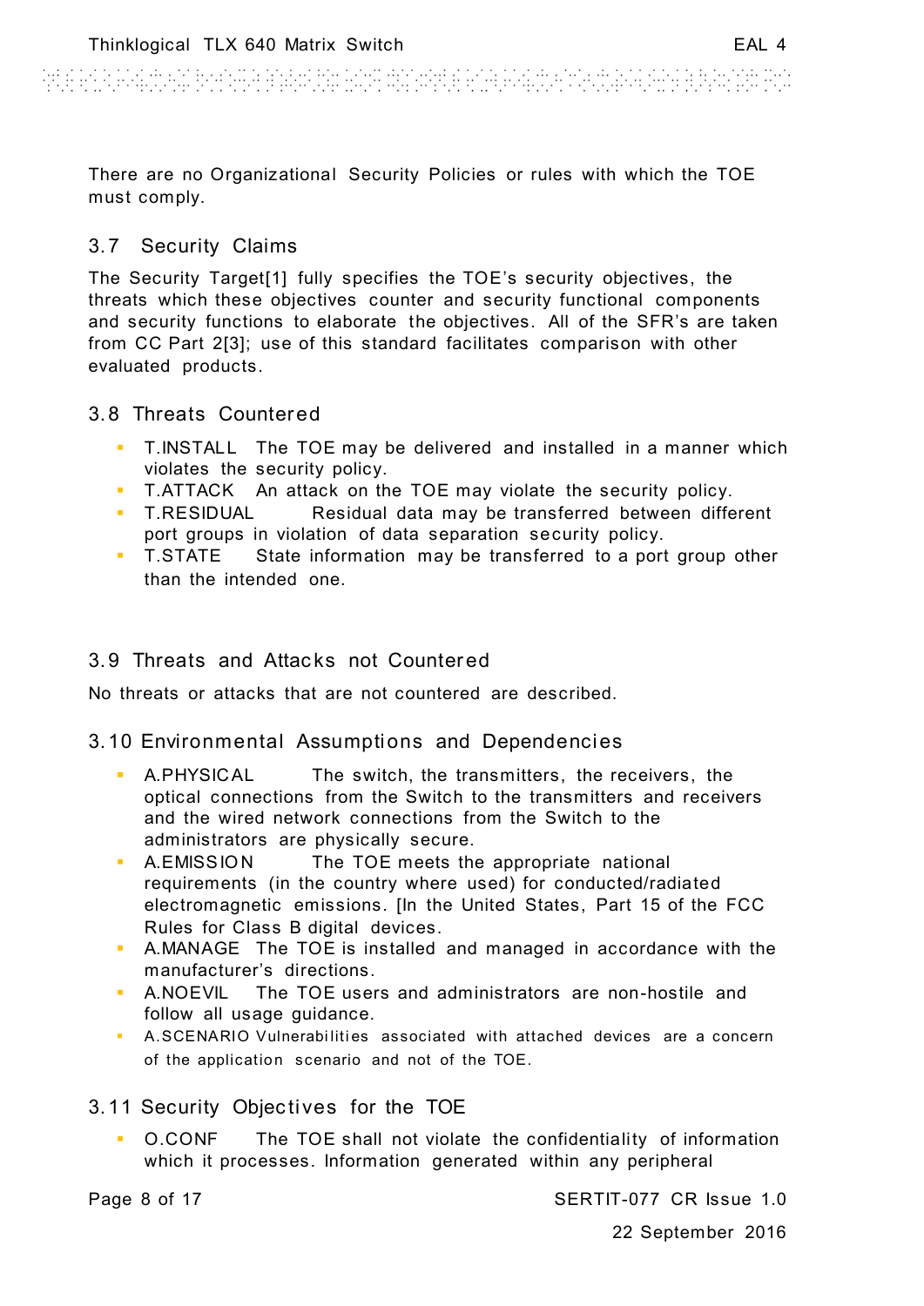There are no Organizational Security Policies or rules with which the TOE must comply.

## 3.7 Security Claims

The Security Target[1] fully specifies the TOE's security objectives, the threats which these objectives counter and security functional components and security functions to elaborate the objectives. All of the SFR's are taken from CC Part 2[3]; use of this standard facilitates comparison with other evaluated products.

## 3.8 Threats Countered

- T.INSTALL The TOE may be delivered and installed in a manner which violates the security policy.
- T.ATTACK An attack on the TOE may violate the security policy.
- T.RESIDUAL Residual data may be transferred between different port groups in violation of data separation security policy.
- T.STATE State information may be transferred to a port group other than the intended one.

## 3.9 Threats and Attacks not Countered

No threats or attacks that are not countered are described.

## 3.10 Environmental Assumptions and Dependencies

- A.PHYSICAL The switch, the transmitters, the receivers, the optical connections from the Switch to the transmitters and receivers and the wired network connections from the Switch to the administrators are physically secure.
- A.EMISSION The TOE meets the appropriate national requirements (in the country where used) for conducted/radiated electromagnetic emissions. [In the United States, Part 15 of the FCC Rules for Class B digital devices.
- A.MANAGE The TOE is installed and managed in accordance with the manufacturer's directions.
- A.NOEVIL The TOE users and administrators are non-hostile and follow all usage guidance.
- A.SCENARIO Vulnerabilities associated with attached devices are a concern of the application scenario and not of the TOE.

## 3.11 Security Objectives for the TOE

- O.CONF The TOE shall not violate the confidentiality of information which it processes. Information generated within any peripheral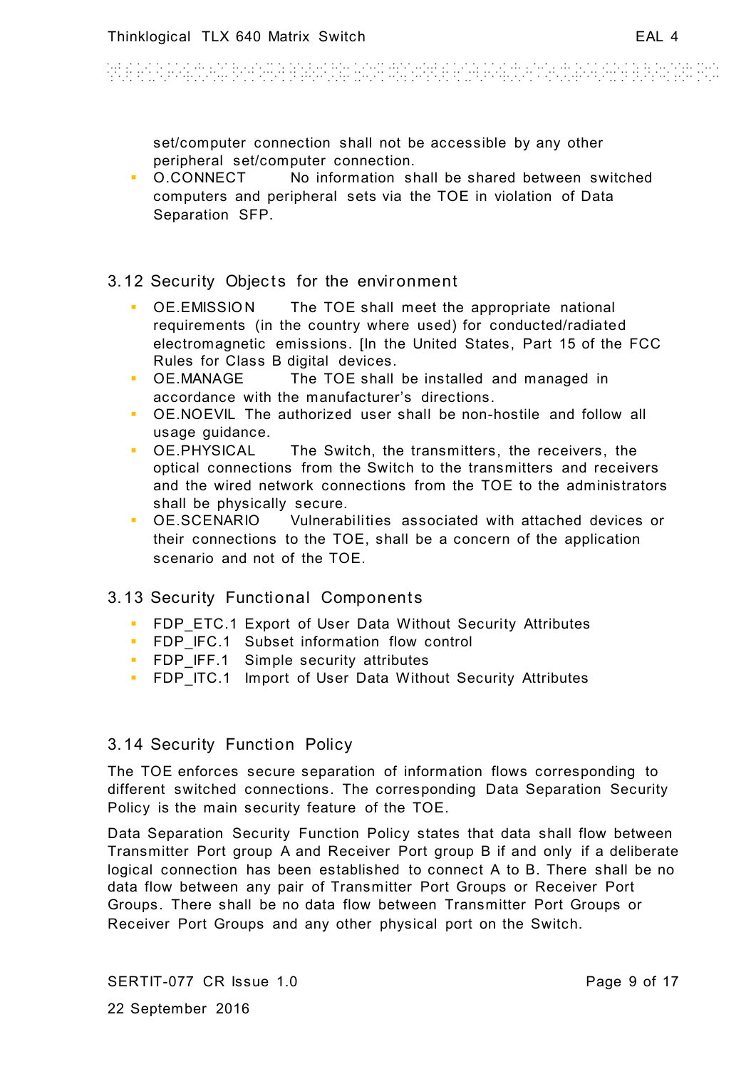set/computer connection shall not be accessible by any other peripheral set/computer connection.

- O.CONNECT No information shall be shared between switched computers and peripheral sets via the TOE in violation of Data Separation SFP.

## 3.12 Security Objects for the environment

- OE.EMISSION The TOE shall meet the appropriate national requirements (in the country where used) for conducted/radiated electromagnetic emissions. [In the United States, Part 15 of the FCC Rules for Class B digital devices.
- OE.MANAGE The TOE shall be installed and managed in accordance with the manufacturer's directions.
- OE.NOEVIL The authorized user shall be non-hostile and follow all usage guidance.
- OE.PHYSICAL The Switch, the transmitters, the receivers, the optical connections from the Switch to the transmitters and receivers and the wired network connections from the TOE to the administrators shall be physically secure.
- OE.SCENARIO Vulnerabilities associated with attached devices or their connections to the TOE, shall be a concern of the application scenario and not of the TOE.

## 3.13 Security Functional Components

- FDP_ETC.1 Export of User Data Without Security Attributes
- FDP_IFC.1 Subset information flow control
- FDP_IFF.1 Simple security attributes
- FDP_ITC.1 Import of User Data Without Security Attributes

## 3.14 Security Function Policy

The TOE enforces secure separation of information flows corresponding to different switched connections. The corresponding Data Separation Security Policy is the main security feature of the TOE.

Data Separation Security Function Policy states that data shall flow between Transmitter Port group A and Receiver Port group B if and only if a deliberate logical connection has been established to connect A to B. There shall be no data flow between any pair of Transmitter Port Groups or Receiver Port Groups. There shall be no data flow between Transmitter Port Groups or Receiver Port Groups and any other physical port on the Switch.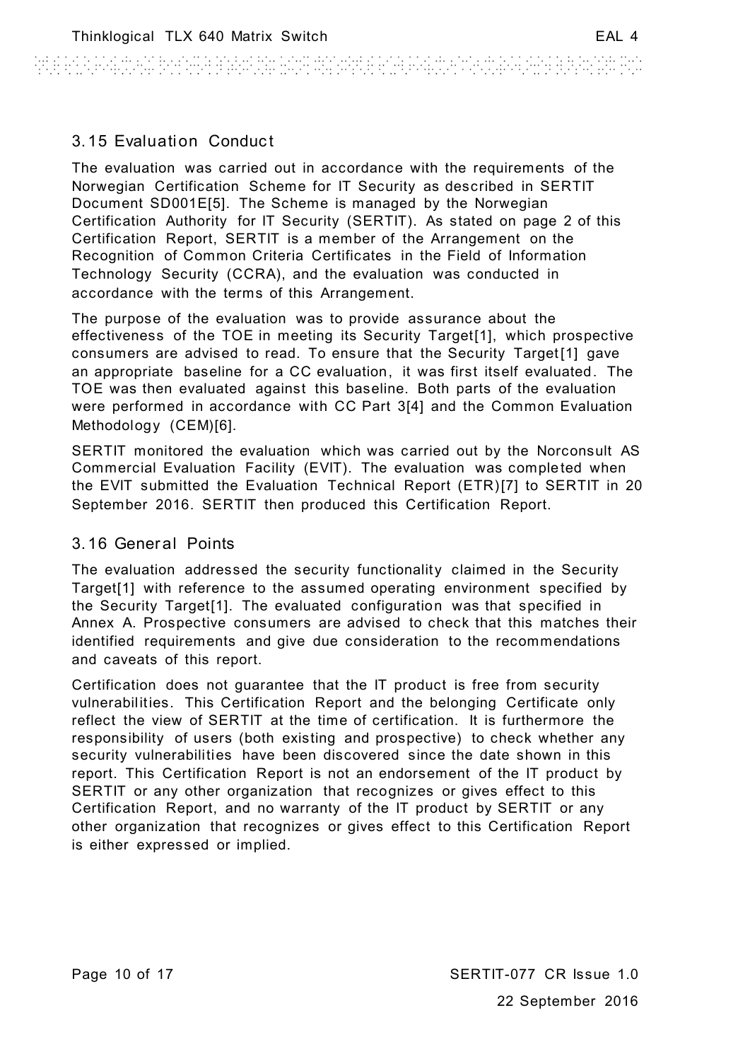## 3.15 Evaluation Conduct

The evaluation was carried out in accordance with the requirements of the Norwegian Certification Scheme for IT Security as described in SERTIT Document SD001E[5]. The Scheme is managed by the Norwegian Certification Authority for IT Security (SERTIT). As stated on page 2 of this Certification Report, SERTIT is a member of the Arrangement on the Recognition of Common Criteria Certificates in the Field of Information Technology Security (CCRA), and the evaluation was conducted in accordance with the terms of this Arrangement.

The purpose of the evaluation was to provide assurance about the effectiveness of the TOE in meeting its Security Target[1], which prospective consumers are advised to read. To ensure that the Security Target[1] gave an appropriate baseline for a CC evaluation, it was first itself evaluated. The TOE was then evaluated against this baseline. Both parts of the evaluation were performed in accordance with CC Part 3[4] and the Common Evaluation Methodology (CEM)[6].

SERTIT monitored the evaluation which was carried out by the Norconsult AS Commercial Evaluation Facility (EVIT). The evaluation was completed when the EVIT submitted the Evaluation Technical Report (ETR)[7] to SERTIT in 20 September 2016. SERTIT then produced this Certification Report.

## 3.16 General Points

The evaluation addressed the security functionality claimed in the Security Target[1] with reference to the assumed operating environment specified by the Security Target[1]. The evaluated configuration was that specified in Annex A. Prospective consumers are advised to check that this matches their identified requirements and give due consideration to the recommendations and caveats of this report.

Certification does not guarantee that the IT product is free from security vulnerabilities. This Certification Report and the belonging Certificate only reflect the view of SERTIT at the time of certification. It is furthermore the responsibility of users (both existing and prospective) to check whether any security vulnerabilities have been discovered since the date shown in this report. This Certification Report is not an endorsement of the IT product by SERTIT or any other organization that recognizes or gives effect to this Certification Report, and no warranty of the IT product by SERTIT or any other organization that recognizes or gives effect to this Certification Report is either expressed or implied.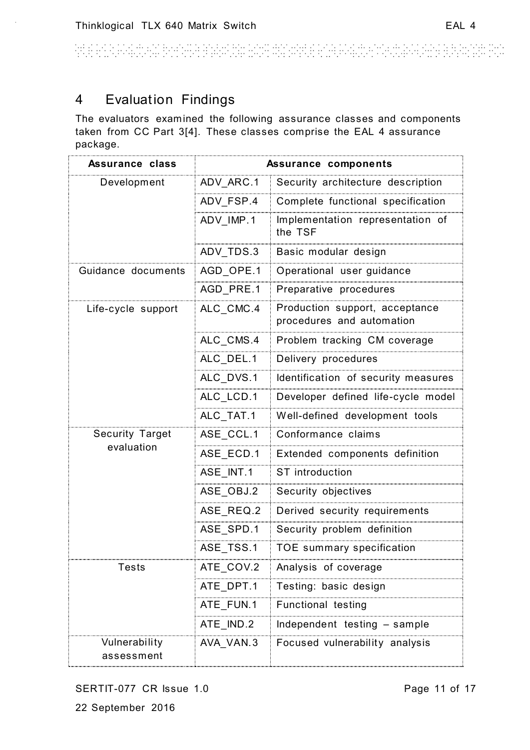# 4 Evaluation Findings

The evaluators examined the following assurance classes and components taken from CC Part 3[4]. These classes comprise the EAL 4 assurance package.

| Assurance class | Assurance components | |
|---|---|---|
| Development | ADV_ARC.1 | Security architecture description |
| | ADV_FSP.4 | Complete functional specification |
| | ADV_IMP.1 | Implementation representation of the TSF |
| | ADV_TDS.3 | Basic modular design |
| Guidance documents | AGD_OPE.1 | Operational user guidance |
| | AGD_PRE.1 | Preparative procedures |
| Life-cycle support | ALC_CMC.4 | Production support, acceptance procedures and automation |
| | ALC_CMS.4 | Problem tracking CM coverage |
| | ALC_DEL.1 | Delivery procedures |
| | ALC_DVS.1 | Identification of security measures |
| | ALC_LCD.1 | Developer defined life-cycle model |
| | ALC_TAT.1 | Well-defined development tools |
| Security Target evaluation | ASE_CCL.1 | Conformance claims |
| | ASE_ECD.1 | Extended components definition |
| | ASE_INT.1 | ST introduction |
| | ASE_OBJ.2 | Security objectives |
| | ASE_REQ.2 | Derived security requirements |
| | ASE_SPD.1 | Security problem definition |
| | ASE_TSS.1 | TOE summary specification |
| Tests | ATE_COV.2 | Analysis of coverage |
| | ATE_DPT.1 | Testing: basic design |
| | ATE_FUN.1 | Functional testing |
| | ATE_IND.2 | Independent testing – sample |
| Vulnerability assessment | AVA_VAN.3 | Focused vulnerability analysis |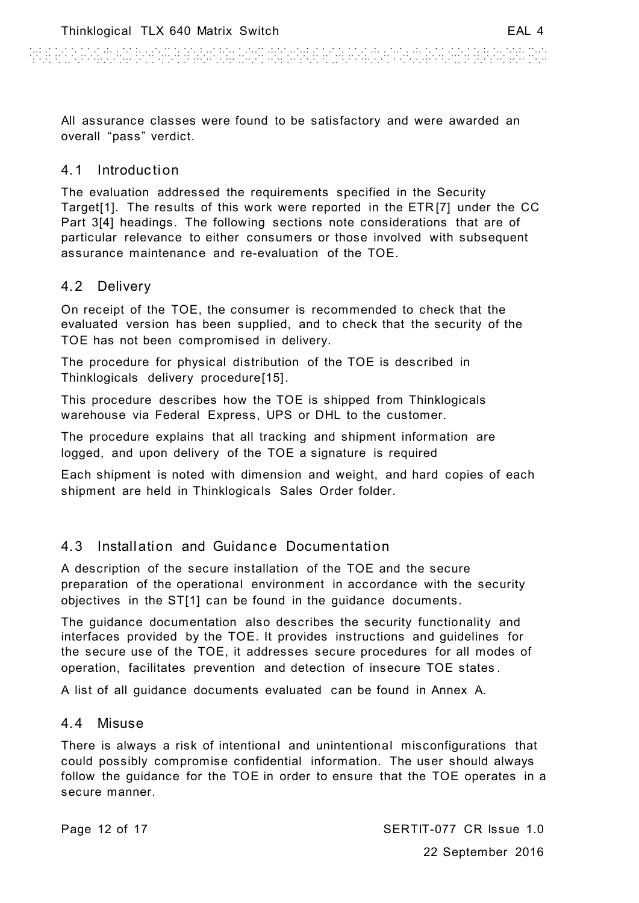All assurance classes were found to be satisfactory and were awarded an overall "pass" verdict.

## 4.1 Introduction

The evaluation addressed the requirements specified in the Security Target[1]. The results of this work were reported in the ETR[7] under the CC Part 3[4] headings. The following sections note considerations that are of particular relevance to either consumers or those involved with subsequent assurance maintenance and re-evaluation of the TOE.

## 4.2 Delivery

On receipt of the TOE, the consumer is recommended to check that the evaluated version has been supplied, and to check that the security of the TOE has not been compromised in delivery.

The procedure for physical distribution of the TOE is described in Thinklogicals delivery procedure[15].

This procedure describes how the TOE is shipped from Thinklogicals warehouse via Federal Express, UPS or DHL to the customer.

The procedure explains that all tracking and shipment information are logged, and upon delivery of the TOE a signature is required

Each shipment is noted with dimension and weight, and hard copies of each shipment are held in Thinklogicals Sales Order folder.

## 4.3 Installation and Guidance Documentation

A description of the secure installation of the TOE and the secure preparation of the operational environment in accordance with the security objectives in the ST[1] can be found in the guidance documents.

The guidance documentation also describes the security functionality and interfaces provided by the TOE. It provides instructions and guidelines for the secure use of the TOE, it addresses secure procedures for all modes of operation, facilitates prevention and detection of insecure TOE states.

A list of all guidance documents evaluated can be found in Annex A.

## 4.4 Misuse

There is always a risk of intentional and unintentional misconfigurations that could possibly compromise confidential information. The user should always follow the guidance for the TOE in order to ensure that the TOE operates in a secure manner.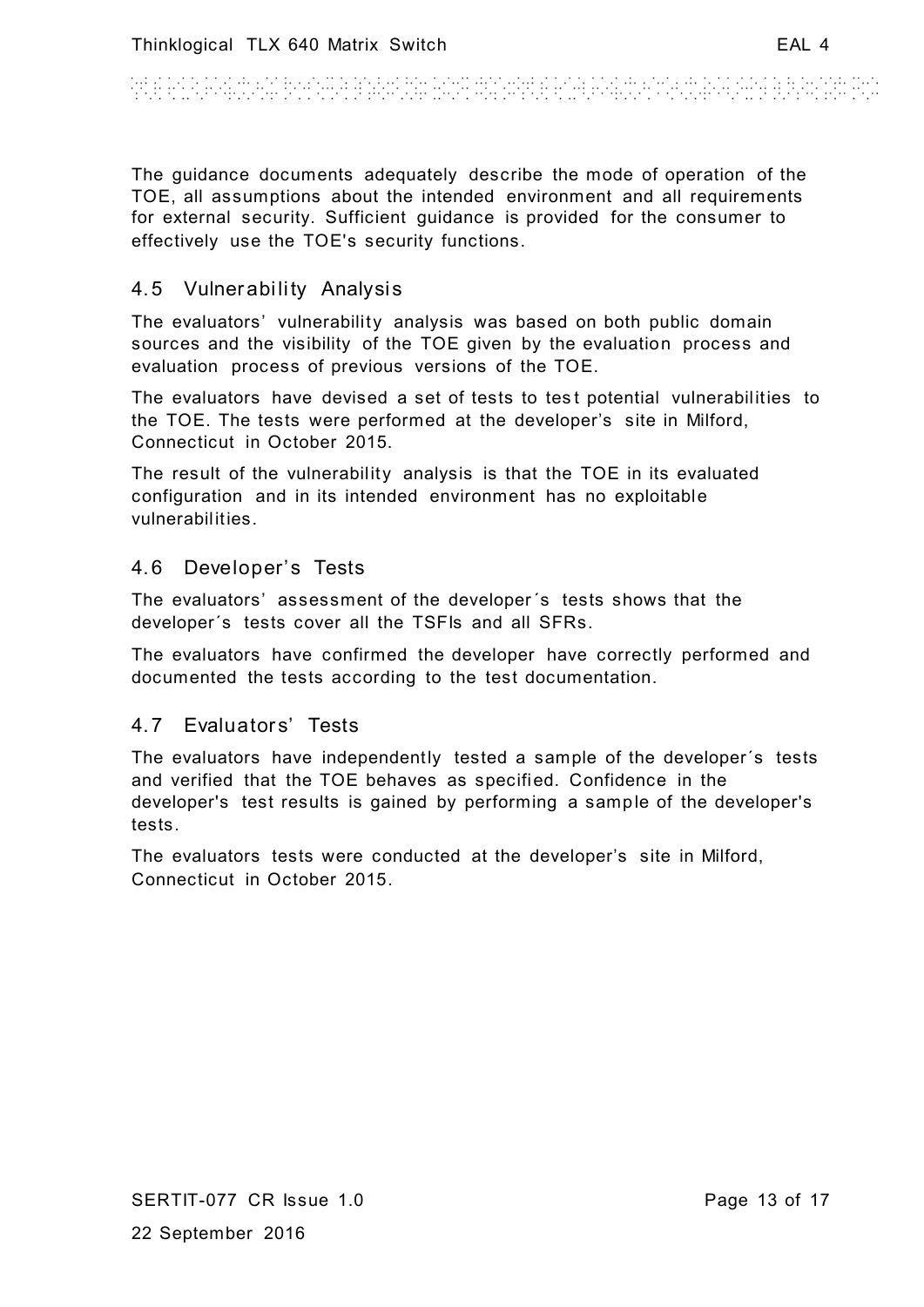The guidance documents adequately describe the mode of operation of the TOE, all assumptions about the intended environment and all requirements for external security. Sufficient guidance is provided for the consumer to effectively use the TOE's security functions.

## 4.5 Vulnerability Analysis

The evaluators' vulnerability analysis was based on both public domain sources and the visibility of the TOE given by the evaluation process and evaluation process of previous versions of the TOE.

The evaluators have devised a set of tests to test potential vulnerabilities to the TOE. The tests were performed at the developer's site in Milford, Connecticut in October 2015.

The result of the vulnerability analysis is that the TOE in its evaluated configuration and in its intended environment has no exploitable vulnerabilities.

## 4.6 Developer's Tests

The evaluators' assessment of the developer´s tests shows that the developer´s tests cover all the TSFIs and all SFRs.

The evaluators have confirmed the developer have correctly performed and documented the tests according to the test documentation.

## 4.7 Evaluators' Tests

The evaluators have independently tested a sample of the developer´s tests and verified that the TOE behaves as specified. Confidence in the developer's test results is gained by performing a sample of the developer's tests.

The evaluators tests were conducted at the developer's site in Milford, Connecticut in October 2015.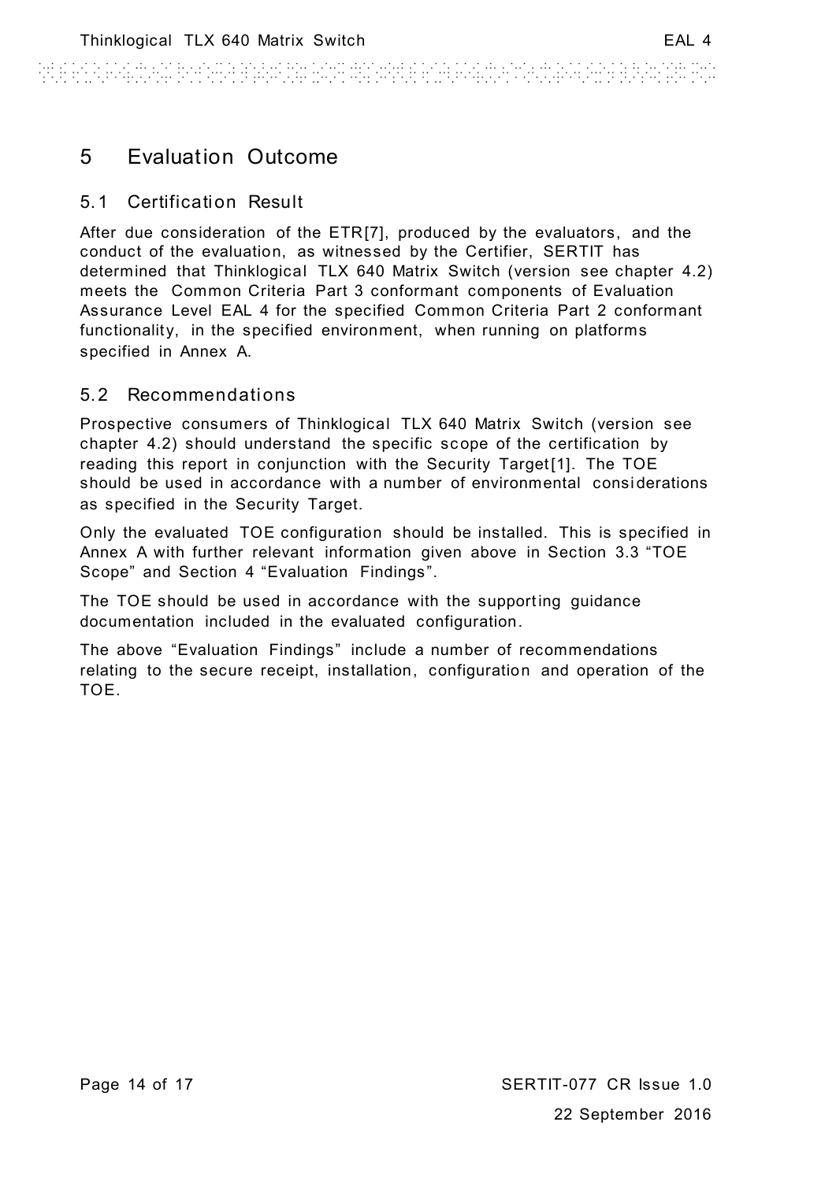# 5 Evaluation Outcome

## 5.1 Certification Result

After due consideration of the ETR[7], produced by the evaluators, and the conduct of the evaluation, as witnessed by the Certifier, SERTIT has determined that Thinklogical TLX 640 Matrix Switch (version see chapter 4.2) meets the Common Criteria Part 3 conformant components of Evaluation Assurance Level EAL 4 for the specified Common Criteria Part 2 conformant functionality, in the specified environment, when running on platforms specified in Annex A.

## 5.2 Recommendations

Prospective consumers of Thinklogical TLX 640 Matrix Switch (version see chapter 4.2) should understand the specific scope of the certification by reading this report in conjunction with the Security Target[1]. The TOE should be used in accordance with a number of environmental considerations as specified in the Security Target.

Only the evaluated TOE configuration should be installed. This is specified in Annex A with further relevant information given above in Section 3.3 "TOE Scope" and Section 4 "Evaluation Findings".

The TOE should be used in accordance with the supporting guidance documentation included in the evaluated configuration.

The above "Evaluation Findings" include a number of recommendations relating to the secure receipt, installation, configuration and operation of the TOE.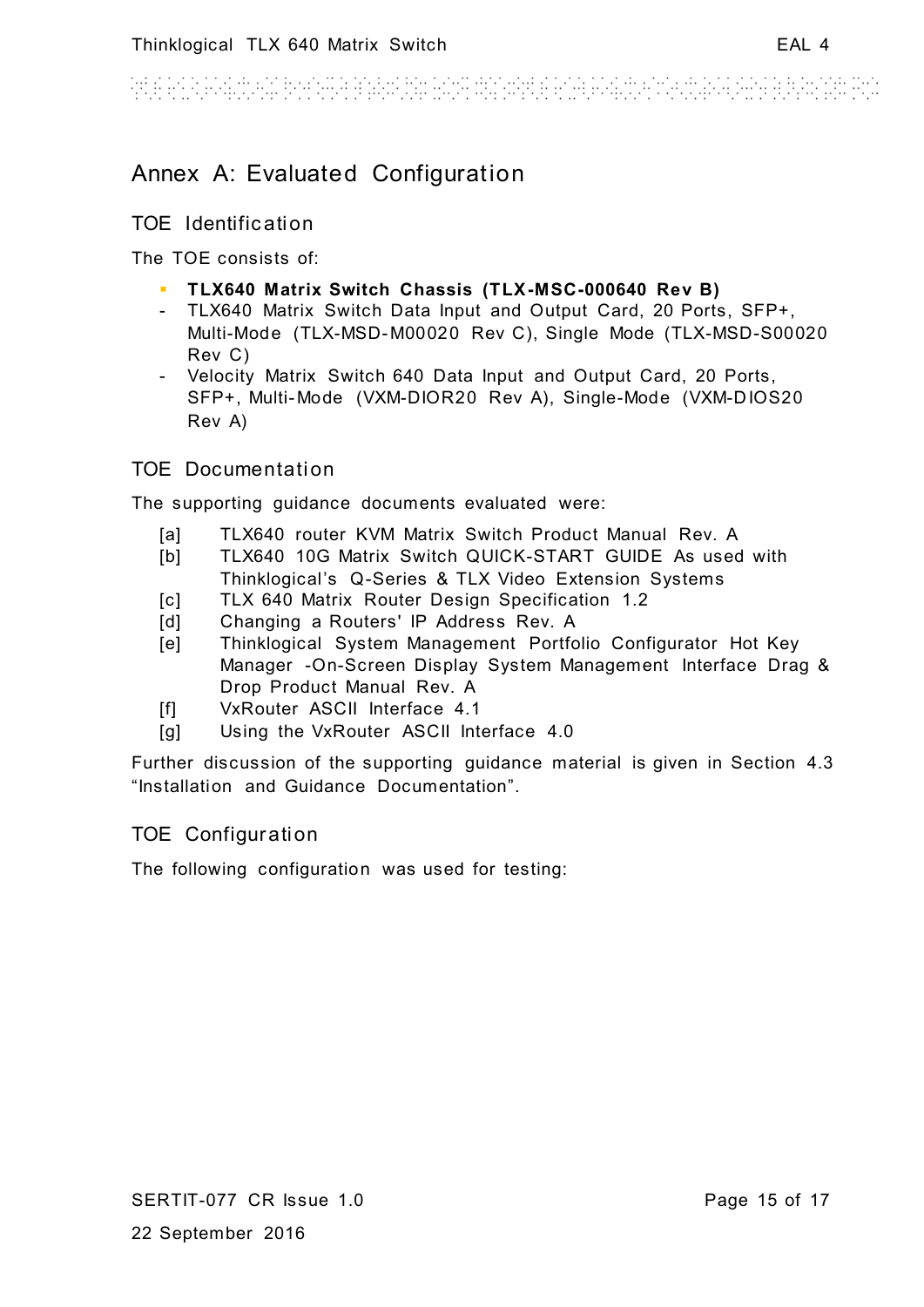# Annex A: Evaluated Configuration

## TOE Identification

The TOE consists of:

- **TLX640 Matrix Switch Chassis (TLX-MSC-000640 Rev B)**
  - TLX640 Matrix Switch Data Input and Output Card, 20 Ports, SFP+, Multi-Mode (TLX-MSD-M00020 Rev C), Single Mode (TLX-MSD-S00020 Rev C)
  - Velocity Matrix Switch 640 Data Input and Output Card, 20 Ports, SFP+, Multi-Mode (VXM-DIOR20 Rev A), Single-Mode (VXM-DIOS20 Rev A)

## TOE Documentation

The supporting guidance documents evaluated were:

[a] TLX640 router KVM Matrix Switch Product Manual Rev. A

[b] TLX640 10G Matrix Switch QUICK-START GUIDE As used with Thinklogical's Q-Series & TLX Video Extension Systems

[c] TLX 640 Matrix Router Design Specification 1.2

[d] Changing a Routers' IP Address Rev. A

[e] Thinklogical System Management Portfolio Configurator Hot Key Manager -On-Screen Display System Management Interface Drag & Drop Product Manual Rev. A

[f] VxRouter ASCII Interface 4.1

[g] Using the VxRouter ASCII Interface 4.0

Further discussion of the supporting guidance material is given in Section 4.3 "Installation and Guidance Documentation".

## TOE Configuration

The following configuration was used for testing: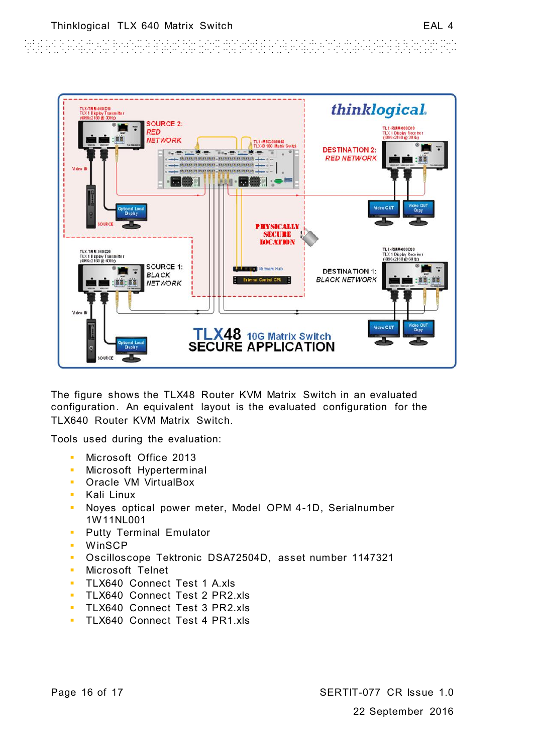The figure shows the TLX48 Router KVM Matrix Switch in an evaluated configuration. An equivalent layout is the evaluated configuration for the TLX640 Router KVM Matrix Switch.

Tools used during the evaluation:

- Microsoft Office 2013
- Microsoft Hyperterminal
- Oracle VM VirtualBox
- Kali Linux
- Noyes optical power meter, Model OPM 4-1D, Serialnumber 1W11NL001
- Putty Terminal Emulator
- WinSCP
- Oscilloscope Tektronic DSA72504D, asset number 1147321
- Microsoft Telnet
- TLX640 Connect Test 1 A.xls
- TLX640 Connect Test 2 PR2.xls
- TLX640 Connect Test 3 PR2.xls
- TLX640 Connect Test 4 PR1.xls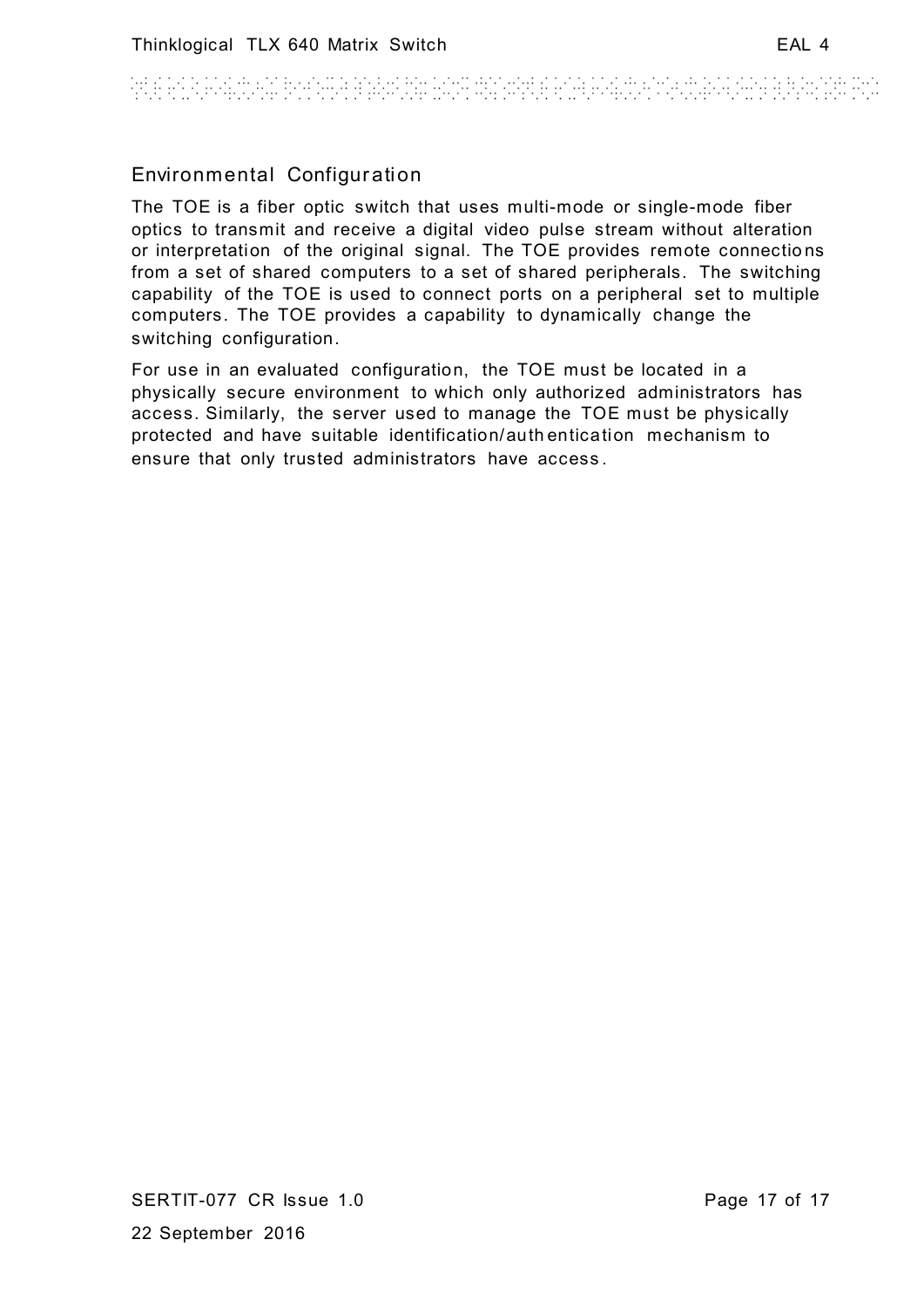## Environmental Configuration

The TOE is a fiber optic switch that uses multi-mode or single-mode fiber optics to transmit and receive a digital video pulse stream without alteration or interpretation of the original signal. The TOE provides remote connections from a set of shared computers to a set of shared peripherals. The switching capability of the TOE is used to connect ports on a peripheral set to multiple computers. The TOE provides a capability to dynamically change the switching configuration.

For use in an evaluated configuration, the TOE must be located in a physically secure environment to which only authorized administrators has access. Similarly, the server used to manage the TOE must be physically protected and have suitable identification/authentication mechanism to ensure that only trusted administrators have access.